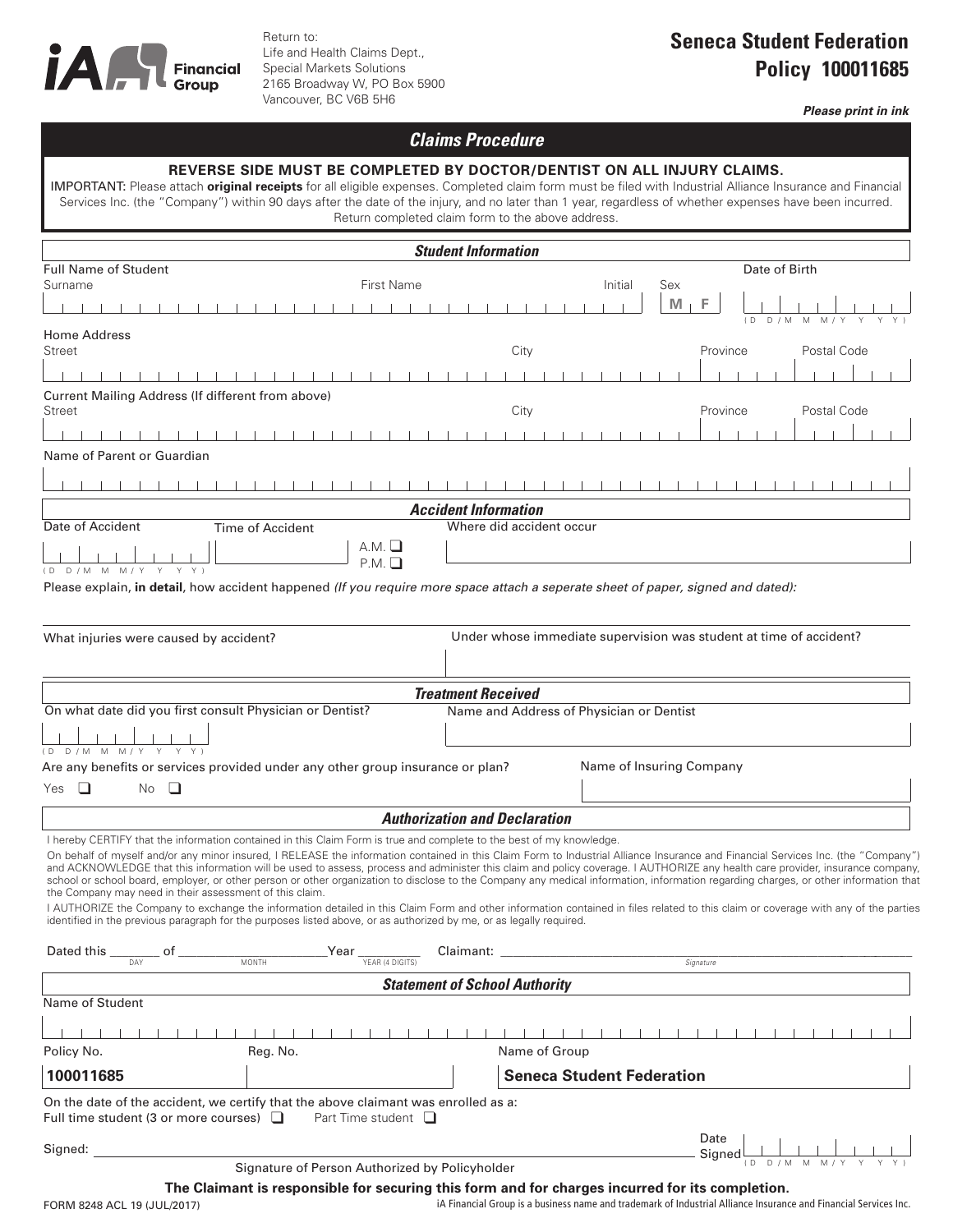iA Financial Group

Return to:
Life and Health Claims Dept.,
Special Markets Solutions
2165 Broadway W, PO Box 5900
Vancouver, BC V6B 5H6

**Seneca Student Federation**
**Policy 100011685**

***Please print in ink***

## *Claims Procedure*

**REVERSE SIDE MUST BE COMPLETED BY DOCTOR/DENTIST ON ALL INJURY CLAIMS.**

IMPORTANT: Please attach **original receipts** for all eligible expenses. Completed claim form must be filed with Industrial Alliance Insurance and Financial Services Inc. (the "Company") within 90 days after the date of the injury, and no later than 1 year, regardless of whether expenses have been incurred. Return completed claim form to the above address.

### *Student Information*

Full Name of Student
Surname | First Name | Initial | Sex M F | Date of Birth (D D / M M / Y Y Y Y)

Home Address
Street | City | Province | Postal Code

Current Mailing Address (If different from above)
Street | City | Province | Postal Code

Name of Parent or Guardian

### *Accident Information*

Date of Accident (D D / M M / Y Y Y Y) | Time of Accident A.M. ❑ P.M. ❑ | Where did accident occur

Please explain, **in detail**, how accident happened *(If you require more space attach a seperate sheet of paper, signed and dated):*

What injuries were caused by accident? | Under whose immediate supervision was student at time of accident?

### *Treatment Received*

On what date did you first consult Physician or Dentist? (D D / M M / Y Y Y Y) | Name and Address of Physician or Dentist

Are any benefits or services provided under any other group insurance or plan? Yes ❑ No ❑ | Name of Insuring Company

### *Authorization and Declaration*

I hereby CERTIFY that the information contained in this Claim Form is true and complete to the best of my knowledge.

On behalf of myself and/or any minor insured, I RELEASE the information contained in this Claim Form to Industrial Alliance Insurance and Financial Services Inc. (the "Company") and ACKNOWLEDGE that this information will be used to assess, process and administer this claim and policy coverage. I AUTHORIZE any health care provider, insurance company, school or school board, employer, or other person or other organization to disclose to the Company any medical information, information regarding charges, or other information that the Company may need in their assessment of this claim.

I AUTHORIZE the Company to exchange the information detailed in this Claim Form and other information contained in files related to this claim or coverage with any of the parties identified in the previous paragraph for the purposes listed above, or as authorized by me, or as legally required.

Dated this _______ (DAY) of ____________ (MONTH) Year ________ (YEAR (4 DIGITS)) Claimant: ______________________ (Signature)

### *Statement of School Authority*

Name of Student

| Policy No. | Reg. No. | Name of Group |
|---|---|---|
| **100011685** | | **Seneca Student Federation** |

On the date of the accident, we certify that the above claimant was enrolled as a:
Full time student (3 or more courses) ❑ Part Time student ❑

Signed: ______________________ Signature of Person Authorized by Policyholder | Date Signed (D D / M M / Y Y Y Y)

**The Claimant is responsible for securing this form and for charges incurred for its completion.**

FORM 8248 ACL 19 (JUL/2017)

iA Financial Group is a business name and trademark of Industrial Alliance Insurance and Financial Services Inc.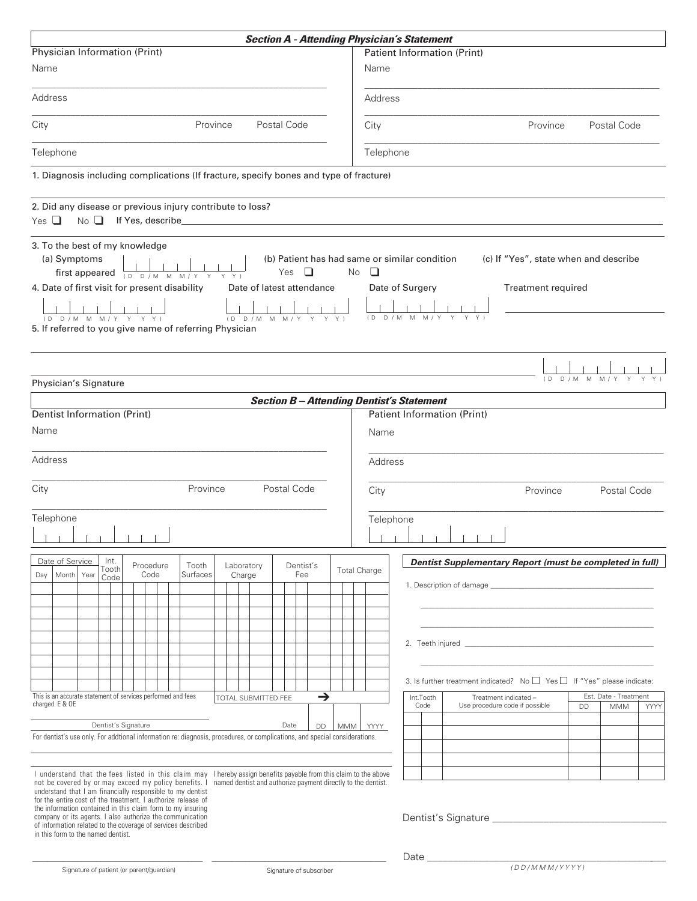## *Section A - Attending Physician's Statement*

**Physician Information (Print)**

Name

Address

City Province Postal Code

Telephone

**Patient Information (Print)**

Name

Address

City Province Postal Code

Telephone

1. Diagnosis including complications (If fracture, specify bones and type of fracture)

2. Did any disease or previous injury contribute to loss?

Yes ❑ No ❑ If Yes, describe

3. To the best of my knowledge

(a) Symptoms first appeared (D D / M M M / Y Y Y Y)

(b) Patient has had same or similar condition Yes ❑ No ❑

(c) If "Yes", state when and describe

4. Date of first visit for present disability (D D / M M M / Y Y Y Y)

Date of latest attendance (D D / M M M / Y Y Y Y)

Date of Surgery (D D / M M M / Y Y Y Y)

Treatment required

5. If referred to you give name of referring Physician

Physician's Signature

(D D / M M M / Y Y Y Y)

## *Section B – Attending Dentist's Statement*

**Dentist Information (Print)**

Name

Address

City Province Postal Code

Telephone

**Patient Information (Print)**

Name

Address

City Province Postal Code

Telephone

| Date of Service | | | Int. Tooth Code | Procedure Code | Tooth Surfaces | Laboratory Charge | Dentist's Fee | Total Charge |
|---|---|---|---|---|---|---|---|---|
| Day | Month | Year | | | | | | |
| | | | | | | | | |
| | | | | | | | | |
| | | | | | | | | |
| | | | | | | | | |
| | | | | | | | | |
| | | | | | | | | |
| | | | | | | | | |
| | | | | | | | | |
| | | | | | | | | |

This is an accurate statement of services performed and fees charged. E & OE

TOTAL SUBMITTED FEE →

Dentist's Signature

Date DD MMM YYYY

For dentist's use only. For addtional information re: diagnosis, procedures, or complications, and special considerations.

### *Dentist Supplementary Report (must be completed in full)*

1. Description of damage

2. Teeth injured

3. Is further treatment indicated? No ☐ Yes ☐ If "Yes" please indicate:

| Int.Tooth Code | | Treatment indicated – Use procedure code if possible | Est. Date - Treatment | | |
|---|---|---|---|---|---|
| | | | DD | MMM | YYYY |
| | | | | | |
| | | | | | |
| | | | | | |
| | | | | | |
| | | | | | |

Dentist's Signature

Date

(DD/MMM/YYYY)

I understand that the fees listed in this claim may not be covered by or may exceed my policy benefits. I understand that I am financially responsible to my dentist for the entire cost of the treatment. I authorize release of the information contained in this claim form to my insuring company or its agents. I also authorize the communication of information related to the coverage of services described in this form to the named dentist.

I hereby assign benefits payable from this claim to the above named dentist and authorize payment directly to the dentist.

Signature of patient (or parent/guardian)

Signature of subscriber